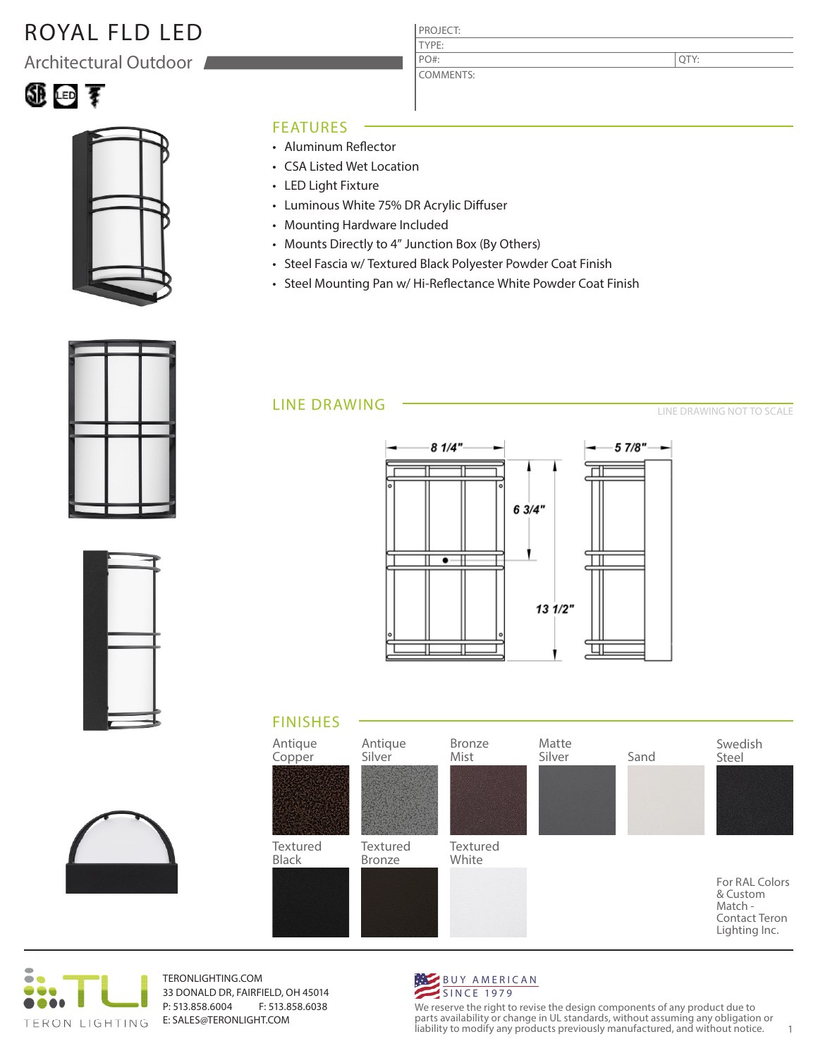# ROYAL FLD LED

## Architectural Outdoor

| PROJECT: | |
|---|---|
| TYPE: | |
| PO#: | QTY: |
| COMMENTS: | |

## FEATURES

- Aluminum Reflector
- CSA Listed Wet Location
- LED Light Fixture
- Luminous White 75% DR Acrylic Diffuser
- Mounting Hardware Included
- Mounts Directly to 4" Junction Box (By Others)
- Steel Fascia w/ Textured Black Polyester Powder Coat Finish
- Steel Mounting Pan w/ Hi-Reflectance White Powder Coat Finish

## LINE DRAWING

LINE DRAWING NOT TO SCALE

8 1/4"

6 3/4"

13 1/2"

5 7/8"

## FINISHES

Antique Copper

Antique Silver

Bronze Mist

Matte Silver

Sand

Swedish Steel

Textured Black

Textured Bronze

Textured White

For RAL Colors & Custom Match - Contact Teron Lighting Inc.

TERON LIGHTING

TERONLIGHTING.COM
33 DONALD DR, FAIRFIELD, OH 45014
P: 513.858.6004 F: 513.858.6038
E: SALES@TERONLIGHT.COM

BUY AMERICAN
SINCE 1979

We reserve the right to revise the design components of any product due to parts availability or change in UL standards, without assuming any obligation or liability to modify any products previously manufactured, and without notice.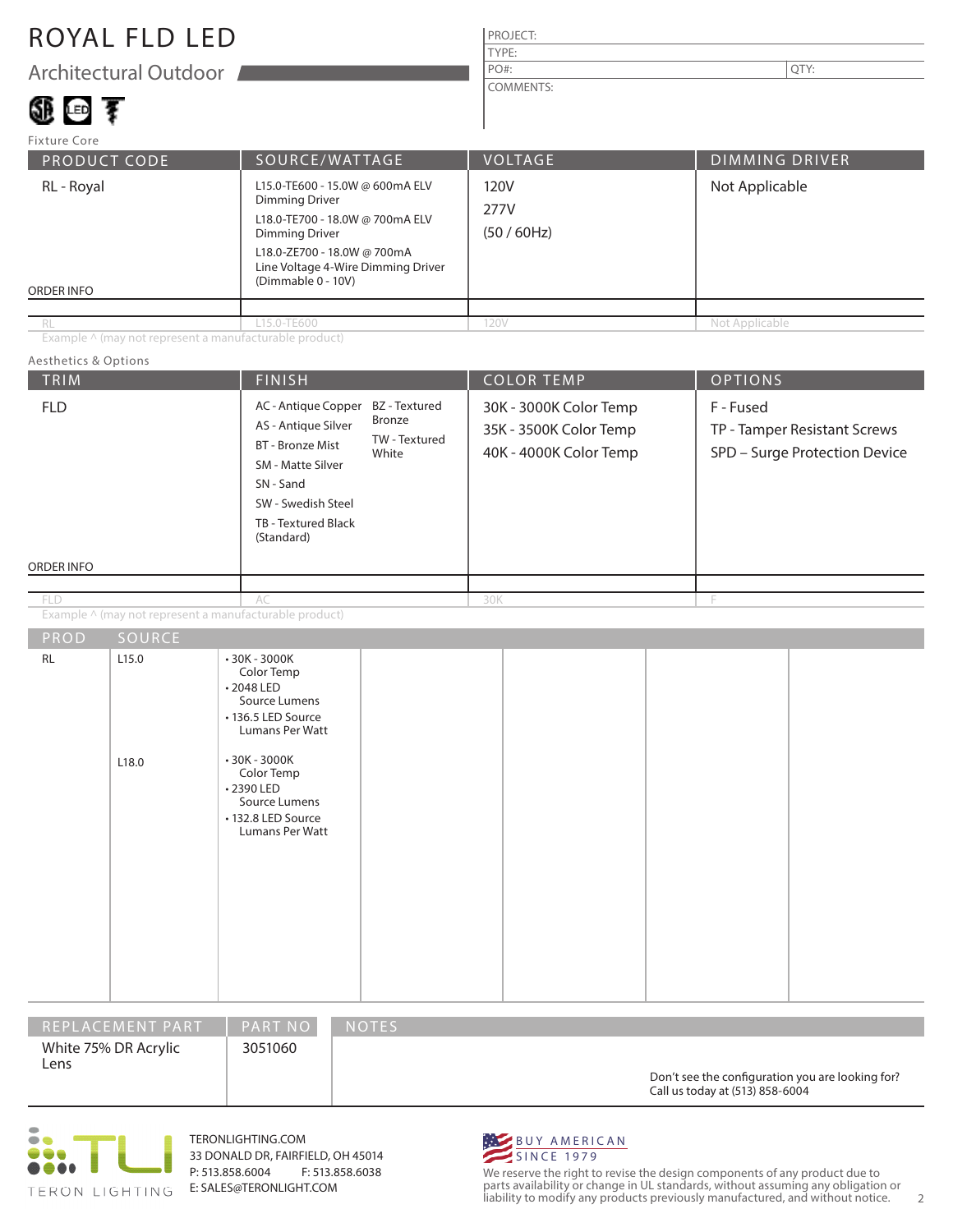# ROYAL FLD LED

## Architectural Outdoor

| PROJECT: | |
|---|---|
| TYPE: | |
| PO#: | QTY: |
| COMMENTS: | |

Fixture Core

| PRODUCT CODE | SOURCE/WATTAGE | VOLTAGE | DIMMING DRIVER |
|---|---|---|---|
| RL - Royal | L15.0-TE600 - 15.0W @ 600mA ELV Dimming Driver<br>L18.0-TE700 - 18.0W @ 700mA ELV Dimming Driver<br>L18.0-ZE700 - 18.0W @ 700mA Line Voltage 4-Wire Dimming Driver (Dimmable 0 - 10V) | 120V<br>277V<br>(50 / 60Hz) | Not Applicable |
| ORDER INFO | | | |
| RL | L15.0-TE600 | 120V | Not Applicable |

Example ^ (may not represent a manufacturable product)

Aesthetics & Options

| TRIM | FINISH | COLOR TEMP | OPTIONS |
|---|---|---|---|
| FLD | AC - Antique Copper<br>AS - Antique Silver<br>BT - Bronze Mist<br>SM - Matte Silver<br>SN - Sand<br>SW - Swedish Steel<br>TB - Textured Black (Standard)<br>BZ - Textured Bronze<br>TW - Textured White | 30K - 3000K Color Temp<br>35K - 3500K Color Temp<br>40K - 4000K Color Temp | F - Fused<br>TP - Tamper Resistant Screws<br>SPD – Surge Protection Device |
| ORDER INFO | | | |
| FLD | AC | 30K | F |

Example ^ (may not represent a manufacturable product)

| PROD | SOURCE | |
|---|---|---|
| RL | L15.0 | • 30K - 3000K Color Temp<br>• 2048 LED Source Lumens<br>• 136.5 LED Source Lumans Per Watt |
| | L18.0 | • 30K - 3000K Color Temp<br>• 2390 LED Source Lumens<br>• 132.8 LED Source Lumans Per Watt |

| REPLACEMENT PART | PART NO | NOTES |
|---|---|---|
| White 75% DR Acrylic Lens | 3051060 | Don't see the configuration you are looking for? Call us today at (513) 858-6004 |

TERON LIGHTING

TERONLIGHTING.COM
33 DONALD DR, FAIRFIELD, OH 45014
P: 513.858.6004 F: 513.858.6038
E: SALES@TERONLIGHT.COM

BUY AMERICAN SINCE 1979

We reserve the right to revise the design components of any product due to parts availability or change in UL standards, without assuming any obligation or liability to modify any products previously manufactured, and without notice.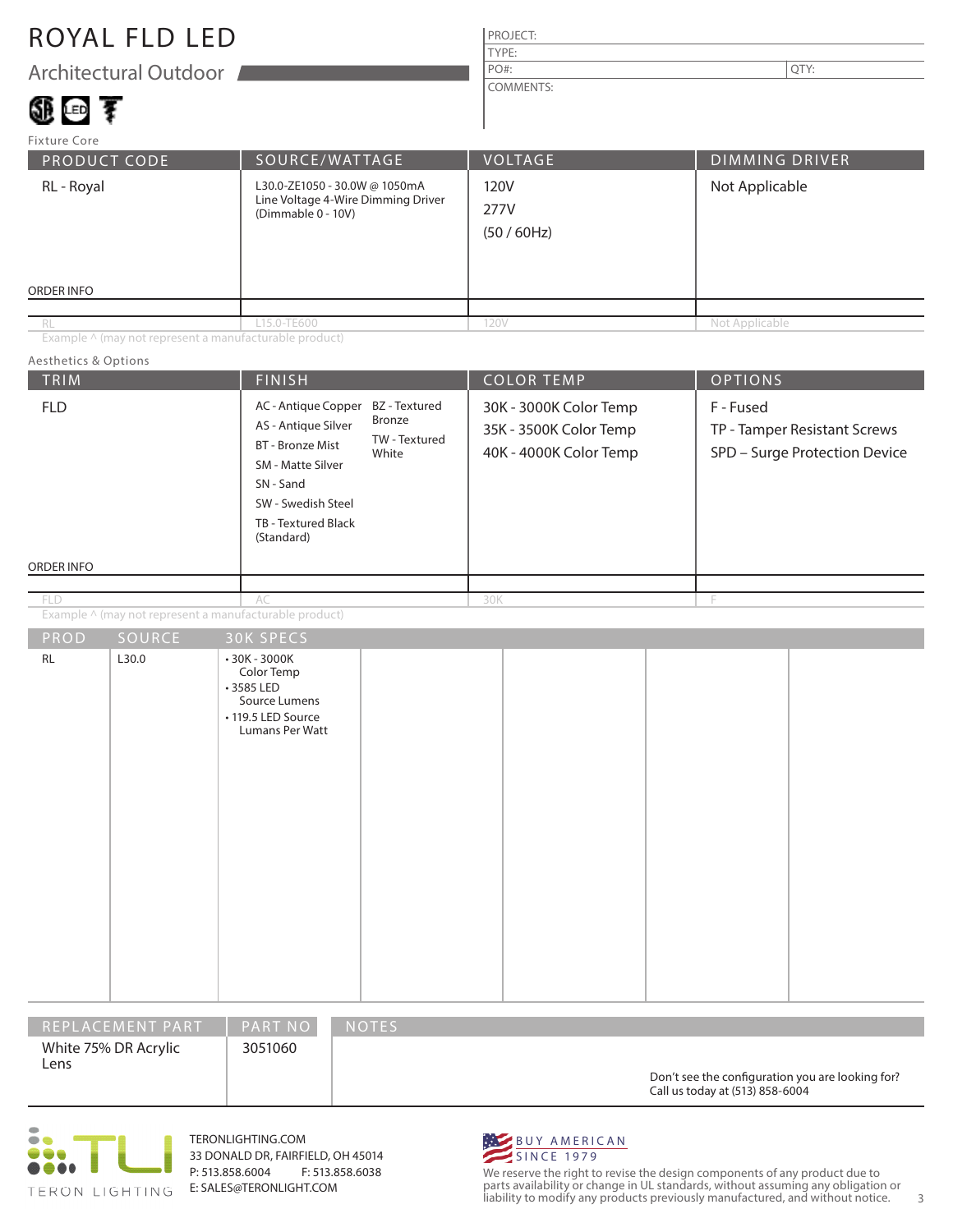# ROYAL FLD LED

## Architectural Outdoor

| | |
|---|---|
| PROJECT: | |
| TYPE: | |
| PO#: | QTY: |
| COMMENTS: | |

### Fixture Core

| PRODUCT CODE | SOURCE/WATTAGE | VOLTAGE | DIMMING DRIVER |
|---|---|---|---|
| RL - Royal | L30.0-ZE1050 - 30.0W @ 1050mA Line Voltage 4-Wire Dimming Driver (Dimmable 0 - 10V) | 120V<br>277V<br>(50 / 60Hz) | Not Applicable |
| ORDER INFO | | | |
| RL | L15.0-TE600 | 120V | Not Applicable |

Example ^ (may not represent a manufacturable product)

### Aesthetics & Options

| TRIM | FINISH | COLOR TEMP | OPTIONS |
|---|---|---|---|
| FLD | AC - Antique Copper<br>AS - Antique Silver<br>BT - Bronze Mist<br>SM - Matte Silver<br>SN - Sand<br>SW - Swedish Steel<br>TB - Textured Black (Standard)<br>BZ - Textured Bronze<br>TW - Textured White | 30K - 3000K Color Temp<br>35K - 3500K Color Temp<br>40K - 4000K Color Temp | F - Fused<br>TP - Tamper Resistant Screws<br>SPD – Surge Protection Device |
| ORDER INFO | | | |
| FLD | AC | 30K | F |

Example ^ (may not represent a manufacturable product)

| PROD | SOURCE | 30K SPECS | | | | |
|---|---|---|---|---|---|---|
| RL | L30.0 | • 30K - 3000K Color Temp<br>• 3585 LED Source Lumens<br>• 119.5 LED Source Lumans Per Watt | | | | |

| REPLACEMENT PART | PART NO | NOTES |
|---|---|---|
| White 75% DR Acrylic Lens | 3051060 | Don't see the configuration you are looking for? Call us today at (513) 858-6004 |

TERON LIGHTING

TERONLIGHTING.COM
33 DONALD DR, FAIRFIELD, OH 45014
P: 513.858.6004 F: 513.858.6038
E: SALES@TERONLIGHT.COM

BUY AMERICAN SINCE 1979

We reserve the right to revise the design components of any product due to parts availability or change in UL standards, without assuming any obligation or liability to modify any products previously manufactured, and without notice.